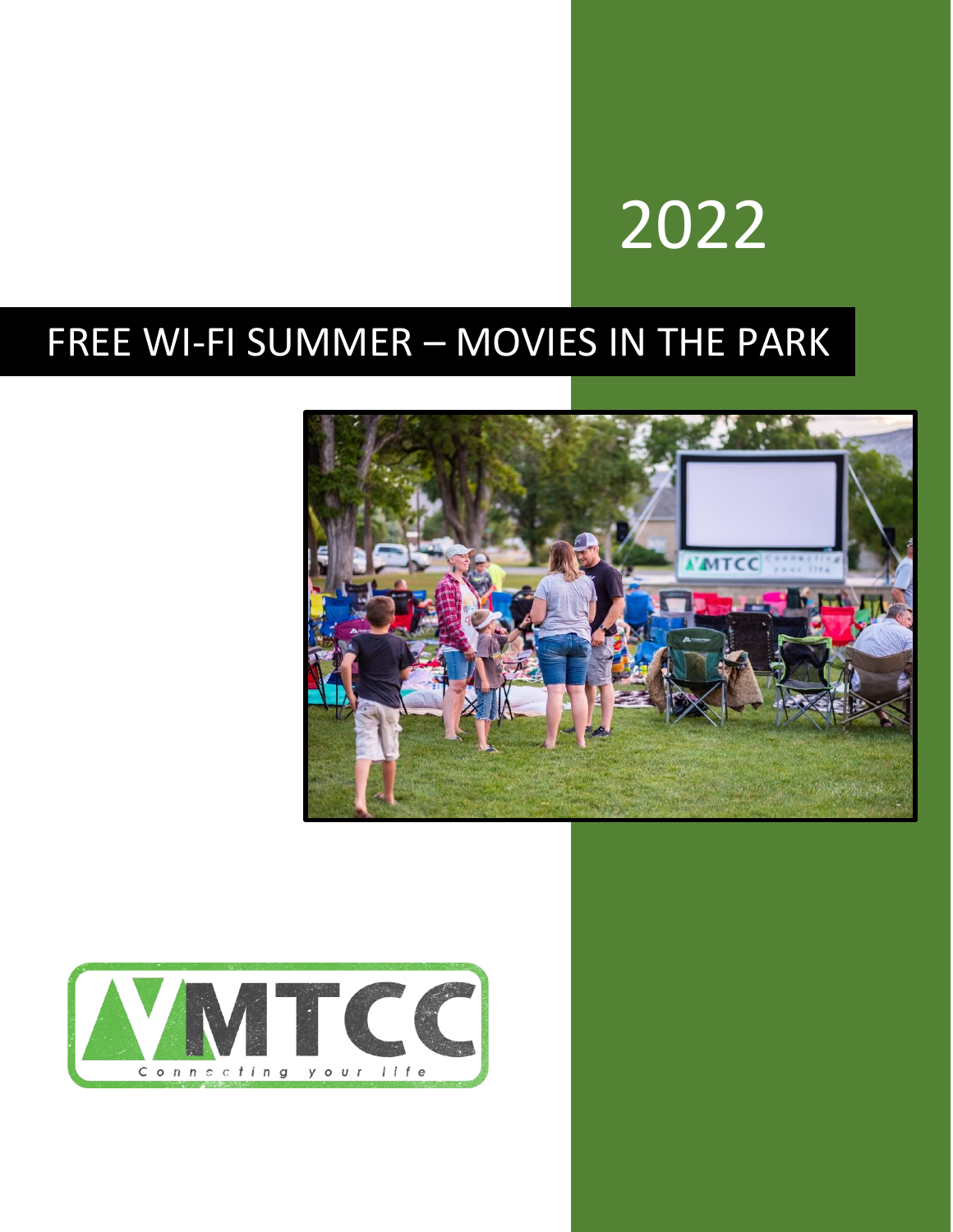2022

# FREE WI-FI SUMMER – MOVIES IN THE PARK

MTCC

Connecting your life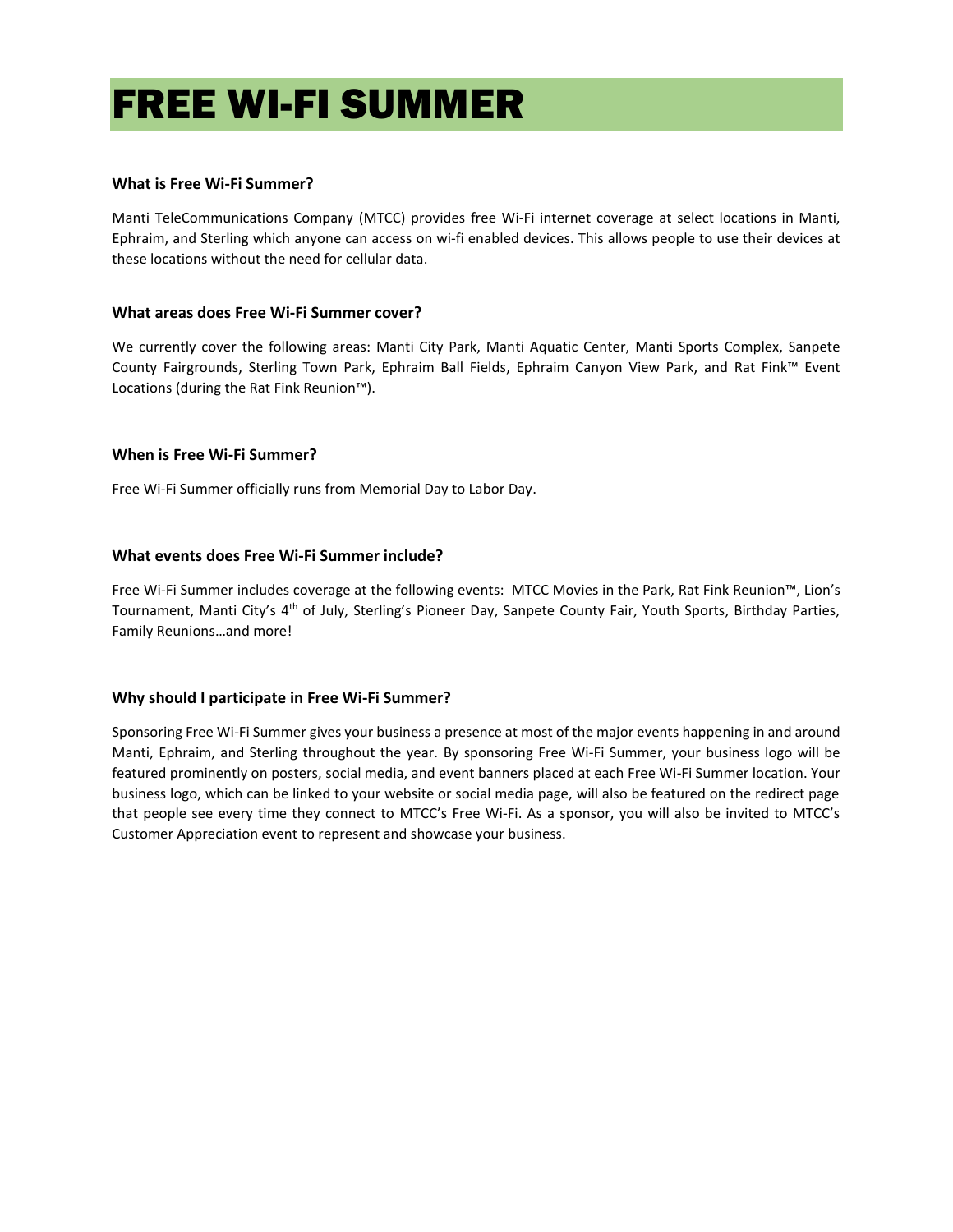# FREE WI-FI SUMMER

### What is Free Wi-Fi Summer?

Manti TeleCommunications Company (MTCC) provides free Wi-Fi internet coverage at select locations in Manti, Ephraim, and Sterling which anyone can access on wi-fi enabled devices. This allows people to use their devices at these locations without the need for cellular data.

### What areas does Free Wi-Fi Summer cover?

We currently cover the following areas: Manti City Park, Manti Aquatic Center, Manti Sports Complex, Sanpete County Fairgrounds, Sterling Town Park, Ephraim Ball Fields, Ephraim Canyon View Park, and Rat Fink™ Event Locations (during the Rat Fink Reunion™).

### When is Free Wi-Fi Summer?

Free Wi-Fi Summer officially runs from Memorial Day to Labor Day.

### What events does Free Wi-Fi Summer include?

Free Wi-Fi Summer includes coverage at the following events: MTCC Movies in the Park, Rat Fink Reunion™, Lion's Tournament, Manti City's 4th of July, Sterling's Pioneer Day, Sanpete County Fair, Youth Sports, Birthday Parties, Family Reunions…and more!

### Why should I participate in Free Wi-Fi Summer?

Sponsoring Free Wi-Fi Summer gives your business a presence at most of the major events happening in and around Manti, Ephraim, and Sterling throughout the year. By sponsoring Free Wi-Fi Summer, your business logo will be featured prominently on posters, social media, and event banners placed at each Free Wi-Fi Summer location. Your business logo, which can be linked to your website or social media page, will also be featured on the redirect page that people see every time they connect to MTCC's Free Wi-Fi. As a sponsor, you will also be invited to MTCC's Customer Appreciation event to represent and showcase your business.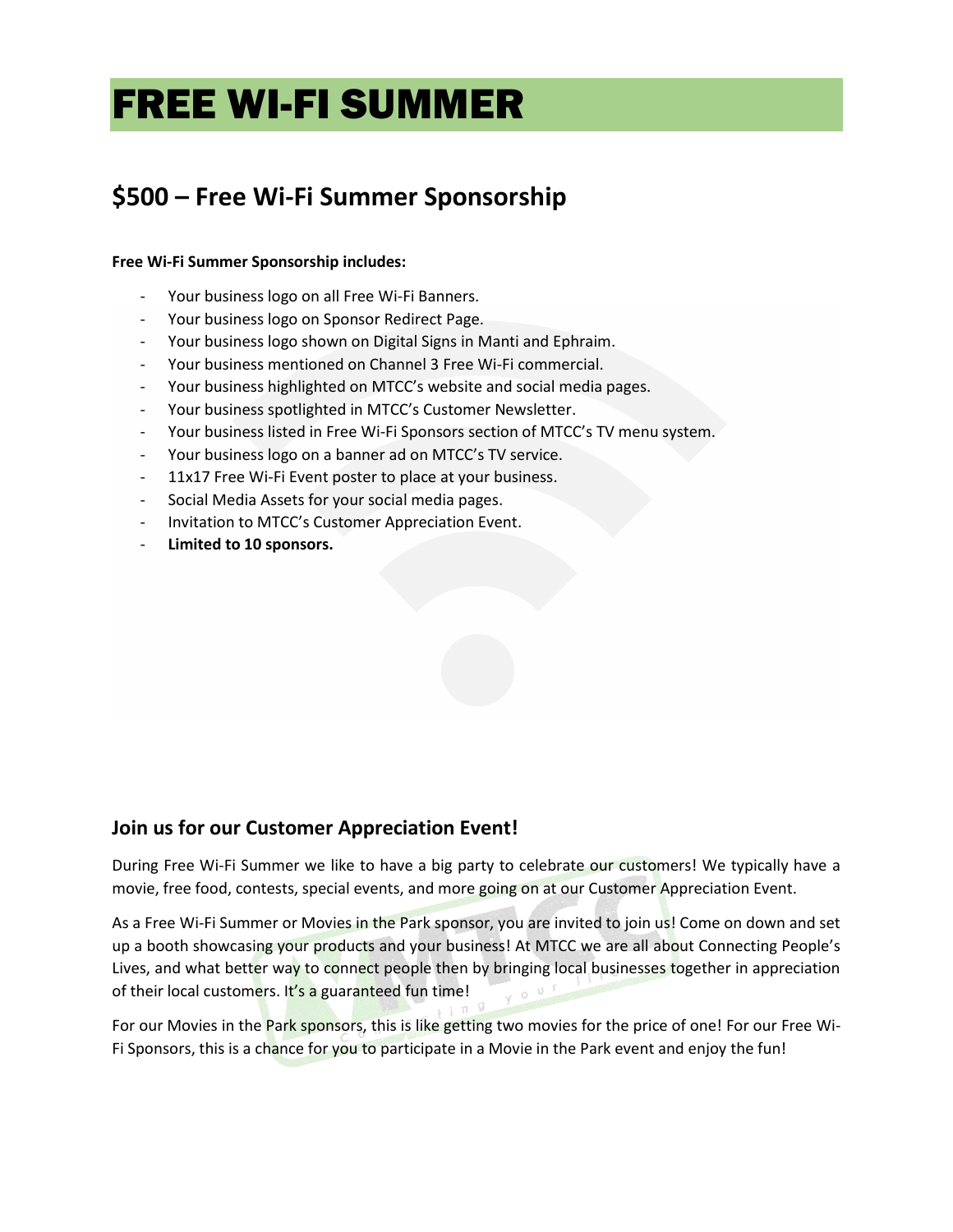# FREE WI-FI SUMMER

## $500 – Free Wi-Fi Summer Sponsorship

**Free Wi-Fi Summer Sponsorship includes:**

- Your business logo on all Free Wi-Fi Banners.
- Your business logo on Sponsor Redirect Page.
- Your business logo shown on Digital Signs in Manti and Ephraim.
- Your business mentioned on Channel 3 Free Wi-Fi commercial.
- Your business highlighted on MTCC's website and social media pages.
- Your business spotlighted in MTCC's Customer Newsletter.
- Your business listed in Free Wi-Fi Sponsors section of MTCC's TV menu system.
- Your business logo on a banner ad on MTCC's TV service.
- 11x17 Free Wi-Fi Event poster to place at your business.
- Social Media Assets for your social media pages.
- Invitation to MTCC's Customer Appreciation Event.
- **Limited to 10 sponsors.**

### Join us for our Customer Appreciation Event!

During Free Wi-Fi Summer we like to have a big party to celebrate our customers! We typically have a movie, free food, contests, special events, and more going on at our Customer Appreciation Event.

As a Free Wi-Fi Summer or Movies in the Park sponsor, you are invited to join us! Come on down and set up a booth showcasing your products and your business! At MTCC we are all about Connecting People's Lives, and what better way to connect people then by bringing local businesses together in appreciation of their local customers. It's a guaranteed fun time!

For our Movies in the Park sponsors, this is like getting two movies for the price of one! For our Free Wi-Fi Sponsors, this is a chance for you to participate in a Movie in the Park event and enjoy the fun!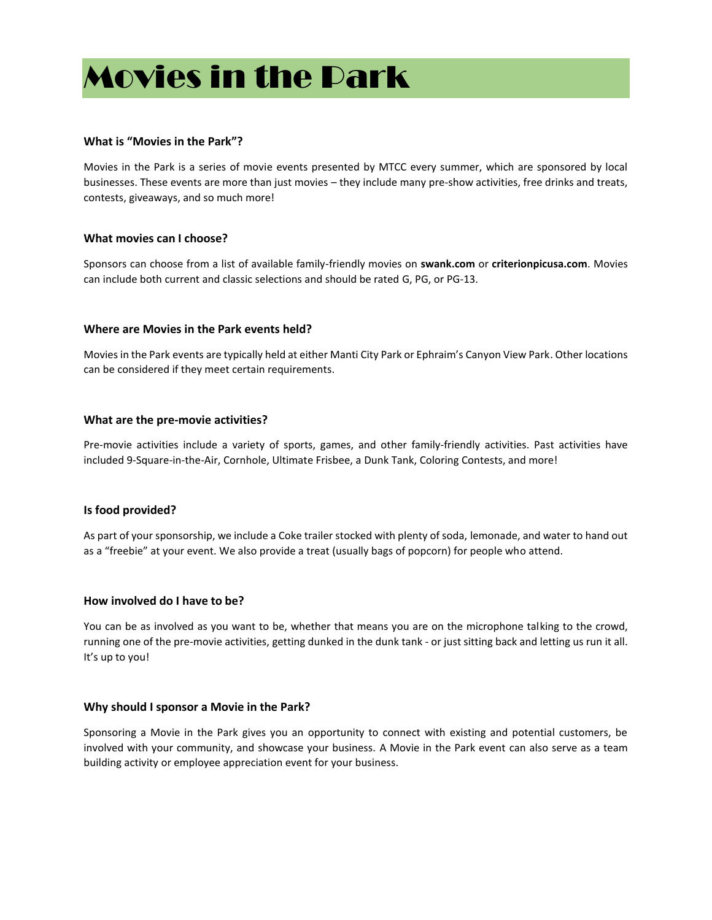# Movies in the Park

### What is "Movies in the Park"?

Movies in the Park is a series of movie events presented by MTCC every summer, which are sponsored by local businesses. These events are more than just movies – they include many pre-show activities, free drinks and treats, contests, giveaways, and so much more!

### What movies can I choose?

Sponsors can choose from a list of available family-friendly movies on **swank.com** or **criterionpicusa.com**. Movies can include both current and classic selections and should be rated G, PG, or PG-13.

### Where are Movies in the Park events held?

Movies in the Park events are typically held at either Manti City Park or Ephraim's Canyon View Park. Other locations can be considered if they meet certain requirements.

### What are the pre-movie activities?

Pre-movie activities include a variety of sports, games, and other family-friendly activities. Past activities have included 9-Square-in-the-Air, Cornhole, Ultimate Frisbee, a Dunk Tank, Coloring Contests, and more!

### Is food provided?

As part of your sponsorship, we include a Coke trailer stocked with plenty of soda, lemonade, and water to hand out as a "freebie" at your event. We also provide a treat (usually bags of popcorn) for people who attend.

### How involved do I have to be?

You can be as involved as you want to be, whether that means you are on the microphone talking to the crowd, running one of the pre-movie activities, getting dunked in the dunk tank - or just sitting back and letting us run it all. It's up to you!

### Why should I sponsor a Movie in the Park?

Sponsoring a Movie in the Park gives you an opportunity to connect with existing and potential customers, be involved with your community, and showcase your business. A Movie in the Park event can also serve as a team building activity or employee appreciation event for your business.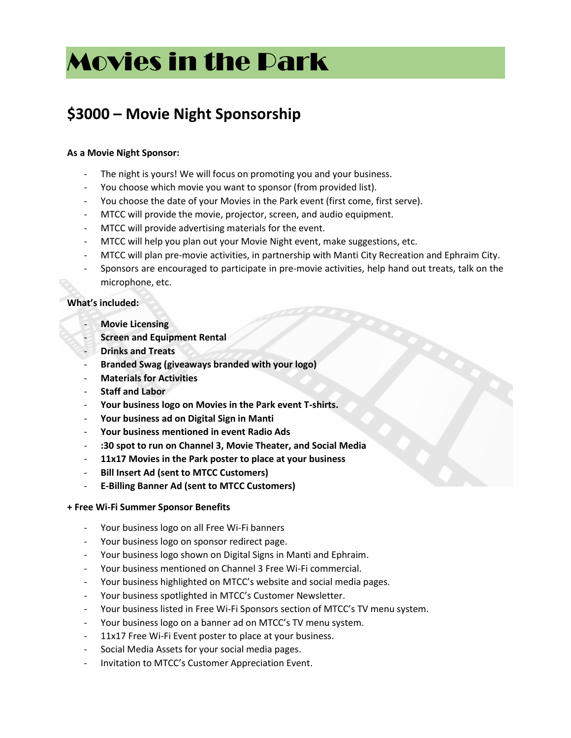# Movies in the Park

## $3000 – Movie Night Sponsorship

**As a Movie Night Sponsor:**

- The night is yours! We will focus on promoting you and your business.
- You choose which movie you want to sponsor (from provided list).
- You choose the date of your Movies in the Park event (first come, first serve).
- MTCC will provide the movie, projector, screen, and audio equipment.
- MTCC will provide advertising materials for the event.
- MTCC will help you plan out your Movie Night event, make suggestions, etc.
- MTCC will plan pre-movie activities, in partnership with Manti City Recreation and Ephraim City.
- Sponsors are encouraged to participate in pre-movie activities, help hand out treats, talk on the microphone, etc.

**What's included:**

- **Movie Licensing**
- **Screen and Equipment Rental**
- **Drinks and Treats**
- **Branded Swag (giveaways branded with your logo)**
- **Materials for Activities**
- **Staff and Labor**
- **Your business logo on Movies in the Park event T-shirts.**
- **Your business ad on Digital Sign in Manti**
- **Your business mentioned in event Radio Ads**
- **:30 spot to run on Channel 3, Movie Theater, and Social Media**
- **11x17 Movies in the Park poster to place at your business**
- **Bill Insert Ad (sent to MTCC Customers)**
- **E-Billing Banner Ad (sent to MTCC Customers)**

**+ Free Wi-Fi Summer Sponsor Benefits**

- Your business logo on all Free Wi-Fi banners
- Your business logo on sponsor redirect page.
- Your business logo shown on Digital Signs in Manti and Ephraim.
- Your business mentioned on Channel 3 Free Wi-Fi commercial.
- Your business highlighted on MTCC's website and social media pages.
- Your business spotlighted in MTCC's Customer Newsletter.
- Your business listed in Free Wi-Fi Sponsors section of MTCC's TV menu system.
- Your business logo on a banner ad on MTCC's TV menu system.
- 11x17 Free Wi-Fi Event poster to place at your business.
- Social Media Assets for your social media pages.
- Invitation to MTCC's Customer Appreciation Event.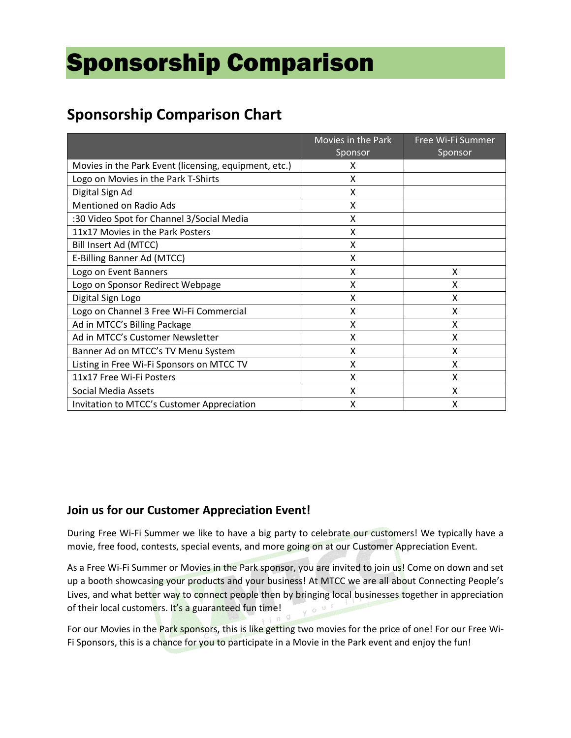# Sponsorship Comparison

## Sponsorship Comparison Chart

| | Movies in the Park Sponsor | Free Wi-Fi Summer Sponsor |
|---|---|---|
| Movies in the Park Event (licensing, equipment, etc.) | X | |
| Logo on Movies in the Park T-Shirts | X | |
| Digital Sign Ad | X | |
| Mentioned on Radio Ads | X | |
| :30 Video Spot for Channel 3/Social Media | X | |
| 11x17 Movies in the Park Posters | X | |
| Bill Insert Ad (MTCC) | X | |
| E-Billing Banner Ad (MTCC) | X | |
| Logo on Event Banners | X | X |
| Logo on Sponsor Redirect Webpage | X | X |
| Digital Sign Logo | X | X |
| Logo on Channel 3 Free Wi-Fi Commercial | X | X |
| Ad in MTCC's Billing Package | X | X |
| Ad in MTCC's Customer Newsletter | X | X |
| Banner Ad on MTCC's TV Menu System | X | X |
| Listing in Free Wi-Fi Sponsors on MTCC TV | X | X |
| 11x17 Free Wi-Fi Posters | X | X |
| Social Media Assets | X | X |
| Invitation to MTCC's Customer Appreciation | X | X |

### Join us for our Customer Appreciation Event!

During Free Wi-Fi Summer we like to have a big party to celebrate our customers! We typically have a movie, free food, contests, special events, and more going on at our Customer Appreciation Event.

As a Free Wi-Fi Summer or Movies in the Park sponsor, you are invited to join us! Come on down and set up a booth showcasing your products and your business! At MTCC we are all about Connecting People's Lives, and what better way to connect people then by bringing local businesses together in appreciation of their local customers. It's a guaranteed fun time!

For our Movies in the Park sponsors, this is like getting two movies for the price of one! For our Free Wi-Fi Sponsors, this is a chance for you to participate in a Movie in the Park event and enjoy the fun!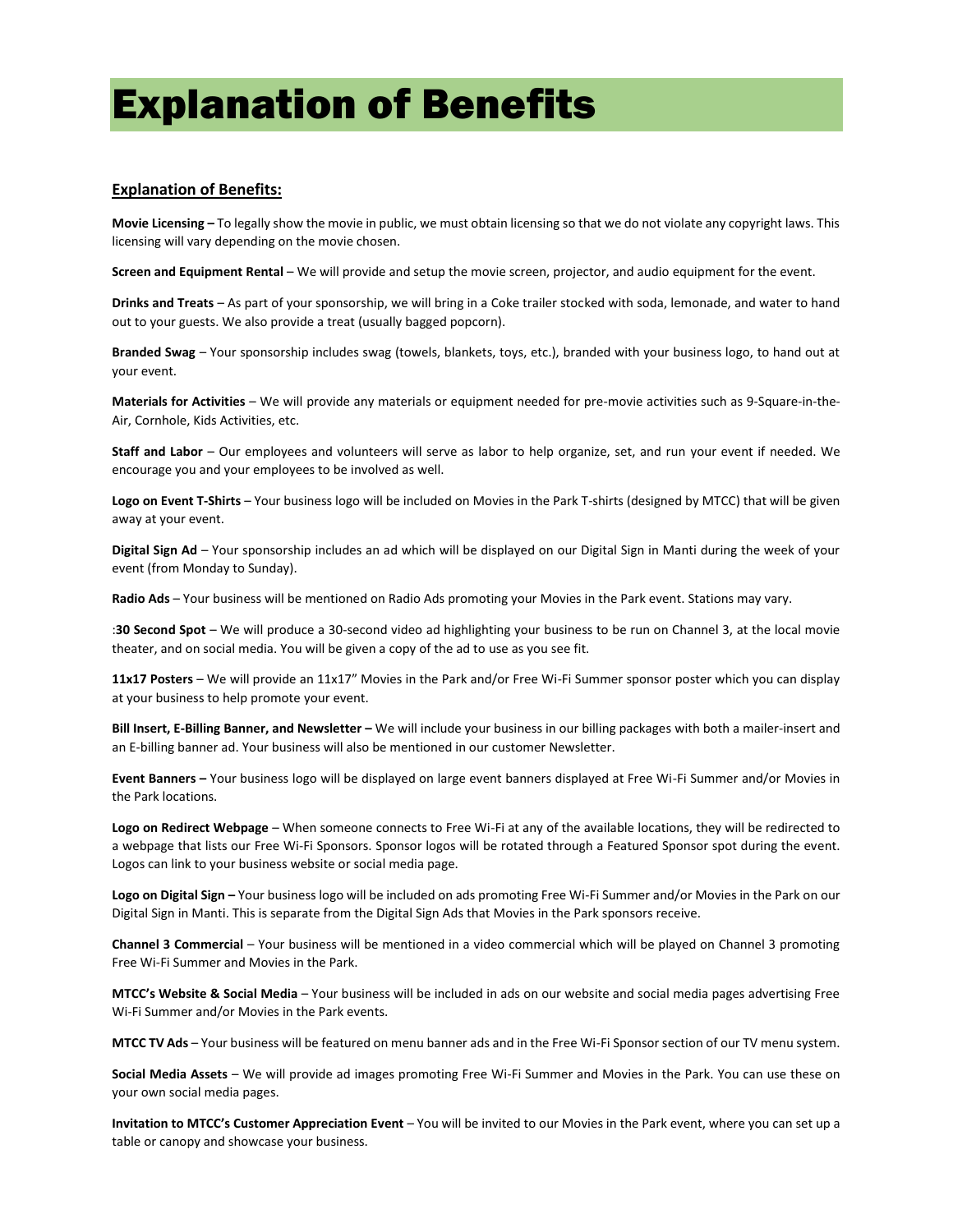# Explanation of Benefits

## Explanation of Benefits:

**Movie Licensing –** To legally show the movie in public, we must obtain licensing so that we do not violate any copyright laws. This licensing will vary depending on the movie chosen.

**Screen and Equipment Rental** – We will provide and setup the movie screen, projector, and audio equipment for the event.

**Drinks and Treats** – As part of your sponsorship, we will bring in a Coke trailer stocked with soda, lemonade, and water to hand out to your guests. We also provide a treat (usually bagged popcorn).

**Branded Swag** – Your sponsorship includes swag (towels, blankets, toys, etc.), branded with your business logo, to hand out at your event.

**Materials for Activities** – We will provide any materials or equipment needed for pre-movie activities such as 9-Square-in-the-Air, Cornhole, Kids Activities, etc.

**Staff and Labor** – Our employees and volunteers will serve as labor to help organize, set, and run your event if needed. We encourage you and your employees to be involved as well.

**Logo on Event T-Shirts** – Your business logo will be included on Movies in the Park T-shirts (designed by MTCC) that will be given away at your event.

**Digital Sign Ad** – Your sponsorship includes an ad which will be displayed on our Digital Sign in Manti during the week of your event (from Monday to Sunday).

**Radio Ads** – Your business will be mentioned on Radio Ads promoting your Movies in the Park event. Stations may vary.

:**30 Second Spot** – We will produce a 30-second video ad highlighting your business to be run on Channel 3, at the local movie theater, and on social media. You will be given a copy of the ad to use as you see fit.

**11x17 Posters** – We will provide an 11x17" Movies in the Park and/or Free Wi-Fi Summer sponsor poster which you can display at your business to help promote your event.

**Bill Insert, E-Billing Banner, and Newsletter –** We will include your business in our billing packages with both a mailer-insert and an E-billing banner ad. Your business will also be mentioned in our customer Newsletter.

**Event Banners –** Your business logo will be displayed on large event banners displayed at Free Wi-Fi Summer and/or Movies in the Park locations.

**Logo on Redirect Webpage** – When someone connects to Free Wi-Fi at any of the available locations, they will be redirected to a webpage that lists our Free Wi-Fi Sponsors. Sponsor logos will be rotated through a Featured Sponsor spot during the event. Logos can link to your business website or social media page.

**Logo on Digital Sign –** Your business logo will be included on ads promoting Free Wi-Fi Summer and/or Movies in the Park on our Digital Sign in Manti. This is separate from the Digital Sign Ads that Movies in the Park sponsors receive.

**Channel 3 Commercial** – Your business will be mentioned in a video commercial which will be played on Channel 3 promoting Free Wi-Fi Summer and Movies in the Park.

**MTCC's Website & Social Media** – Your business will be included in ads on our website and social media pages advertising Free Wi-Fi Summer and/or Movies in the Park events.

**MTCC TV Ads** – Your business will be featured on menu banner ads and in the Free Wi-Fi Sponsor section of our TV menu system.

**Social Media Assets** – We will provide ad images promoting Free Wi-Fi Summer and Movies in the Park. You can use these on your own social media pages.

**Invitation to MTCC's Customer Appreciation Event** – You will be invited to our Movies in the Park event, where you can set up a table or canopy and showcase your business.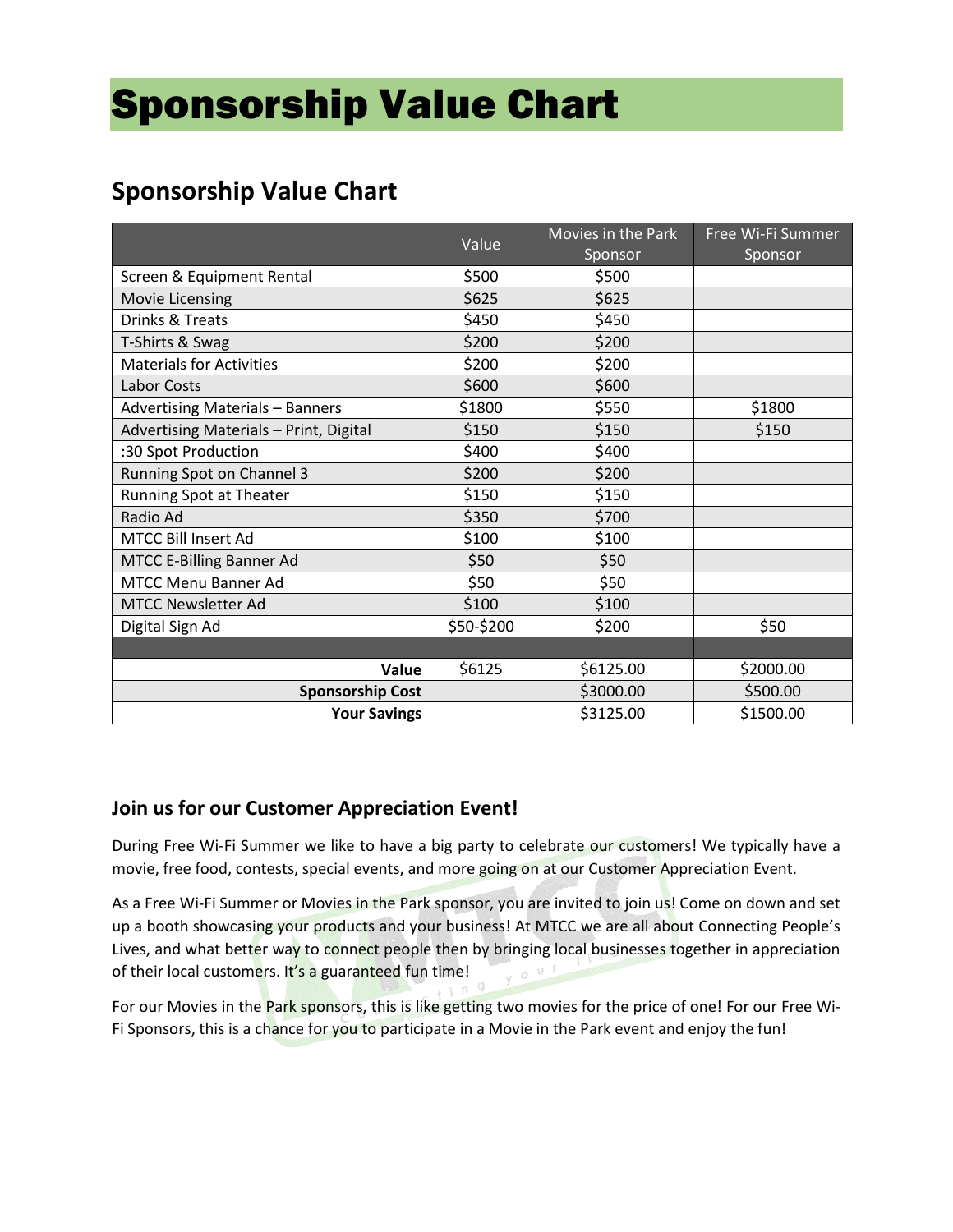# Sponsorship Value Chart

## Sponsorship Value Chart

| | Value | Movies in the Park Sponsor | Free Wi-Fi Summer Sponsor |
|---|---|---|---|
| Screen & Equipment Rental | $500 | $500 | |
| Movie Licensing | $625 | $625 | |
| Drinks & Treats | $450 | $450 | |
| T-Shirts & Swag | $200 | $200 | |
| Materials for Activities | $200 | $200 | |
| Labor Costs | $600 | $600 | |
| Advertising Materials – Banners | $1800 | $550 | $1800 |
| Advertising Materials – Print, Digital | $150 | $150 | $150 |
| :30 Spot Production | $400 | $400 | |
| Running Spot on Channel 3 | $200 | $200 | |
| Running Spot at Theater | $150 | $150 | |
| Radio Ad | $350 | $700 | |
| MTCC Bill Insert Ad | $100 | $100 | |
| MTCC E-Billing Banner Ad | $50 | $50 | |
| MTCC Menu Banner Ad | $50 | $50 | |
| MTCC Newsletter Ad | $100 | $100 | |
| Digital Sign Ad | $50-$200 | $200 | $50 |
| | | | |
| **Value** | $6125 | $6125.00 | $2000.00 |
| **Sponsorship Cost** | | $3000.00 | $500.00 |
| **Your Savings** | | $3125.00 | $1500.00 |

### Join us for our Customer Appreciation Event!

During Free Wi-Fi Summer we like to have a big party to celebrate our customers! We typically have a movie, free food, contests, special events, and more going on at our Customer Appreciation Event.

As a Free Wi-Fi Summer or Movies in the Park sponsor, you are invited to join us! Come on down and set up a booth showcasing your products and your business! At MTCC we are all about Connecting People's Lives, and what better way to connect people then by bringing local businesses together in appreciation of their local customers. It's a guaranteed fun time!

For our Movies in the Park sponsors, this is like getting two movies for the price of one! For our Free Wi-Fi Sponsors, this is a chance for you to participate in a Movie in the Park event and enjoy the fun!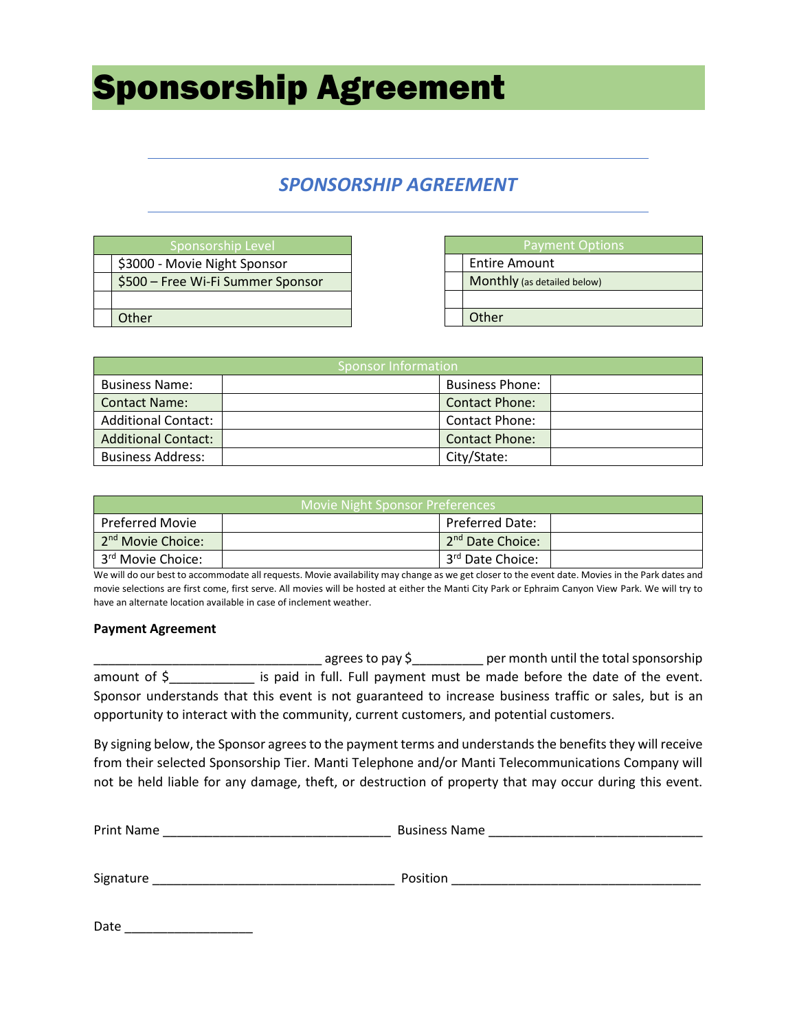# Sponsorship Agreement

## *SPONSORSHIP AGREEMENT*

| | Sponsorship Level |
|---|---|
| | $3000 - Movie Night Sponsor |
| | $500 – Free Wi-Fi Summer Sponsor |
| | |
| | Other |

| | Payment Options |
|---|---|
| | Entire Amount |
| | Monthly (as detailed below) |
| | |
| | Other |

| Sponsor Information | | | |
|---|---|---|---|
| Business Name: | | Business Phone: | |
| Contact Name: | | Contact Phone: | |
| Additional Contact: | | Contact Phone: | |
| Additional Contact: | | Contact Phone: | |
| Business Address: | | City/State: | |

| Movie Night Sponsor Preferences | | | |
|---|---|---|---|
| Preferred Movie | | Preferred Date: | |
| 2nd Movie Choice: | | 2nd Date Choice: | |
| 3rd Movie Choice: | | 3rd Date Choice: | |

We will do our best to accommodate all requests. Movie availability may change as we get closer to the event date. Movies in the Park dates and movie selections are first come, first serve. All movies will be hosted at either the Manti City Park or Ephraim Canyon View Park. We will try to have an alternate location available in case of inclement weather.

**Payment Agreement**

_______________________________ agrees to pay $__________ per month until the total sponsorship amount of $____________ is paid in full. Full payment must be made before the date of the event. Sponsor understands that this event is not guaranteed to increase business traffic or sales, but is an opportunity to interact with the community, current customers, and potential customers.

By signing below, the Sponsor agrees to the payment terms and understands the benefits they will receive from their selected Sponsorship Tier. Manti Telephone and/or Manti Telecommunications Company will not be held liable for any damage, theft, or destruction of property that may occur during this event.

Print Name _______________________________ Business Name ______________________________

Signature _________________________________ Position __________________________________

Date _________________